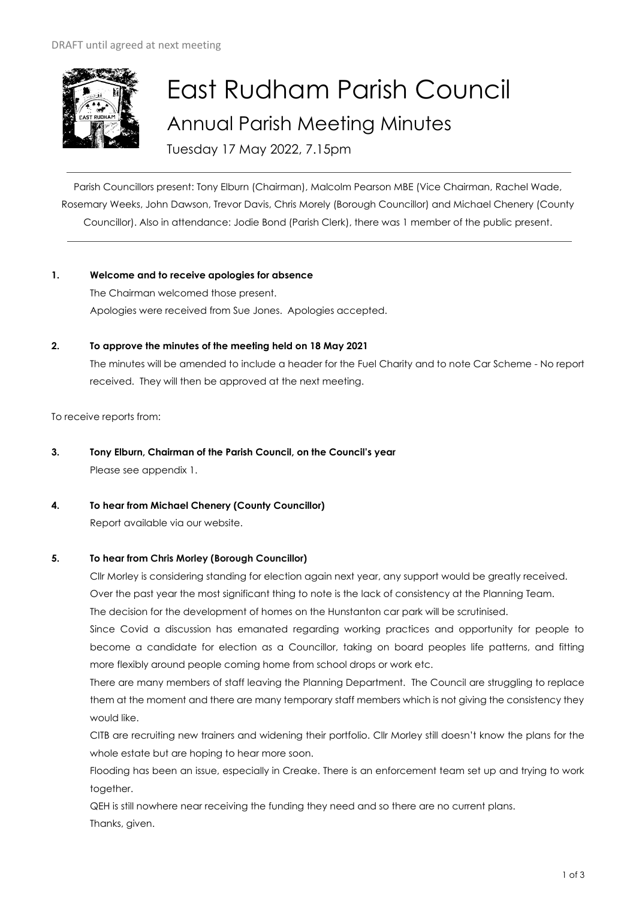DRAFT until agreed at next meeting

# East Rudham Parish Council

## Annual Parish Meeting Minutes

Tuesday 17 May 2022, 7.15pm

Parish Councillors present: Tony Elburn (Chairman), Malcolm Pearson MBE (Vice Chairman, Rachel Wade, Rosemary Weeks, John Dawson, Trevor Davis, Chris Morely (Borough Councillor) and Michael Chenery (County Councillor). Also in attendance: Jodie Bond (Parish Clerk), there was 1 member of the public present.

**1. Welcome and to receive apologies for absence**

The Chairman welcomed those present.

Apologies were received from Sue Jones. Apologies accepted.

**2. To approve the minutes of the meeting held on 18 May 2021**

The minutes will be amended to include a header for the Fuel Charity and to note Car Scheme - No report received. They will then be approved at the next meeting.

To receive reports from:

**3. Tony Elburn, Chairman of the Parish Council, on the Council's year**

Please see appendix 1.

**4. To hear from Michael Chenery (County Councillor)**

Report available via our website.

**5. To hear from Chris Morley (Borough Councillor)**

Cllr Morley is considering standing for election again next year, any support would be greatly received.

Over the past year the most significant thing to note is the lack of consistency at the Planning Team.

The decision for the development of homes on the Hunstanton car park will be scrutinised.

Since Covid a discussion has emanated regarding working practices and opportunity for people to become a candidate for election as a Councillor, taking on board peoples life patterns, and fitting more flexibly around people coming home from school drops or work etc.

There are many members of staff leaving the Planning Department. The Council are struggling to replace them at the moment and there are many temporary staff members which is not giving the consistency they would like.

CITB are recruiting new trainers and widening their portfolio. Cllr Morley still doesn't know the plans for the whole estate but are hoping to hear more soon.

Flooding has been an issue, especially in Creake. There is an enforcement team set up and trying to work together.

QEH is still nowhere near receiving the funding they need and so there are no current plans.

Thanks, given.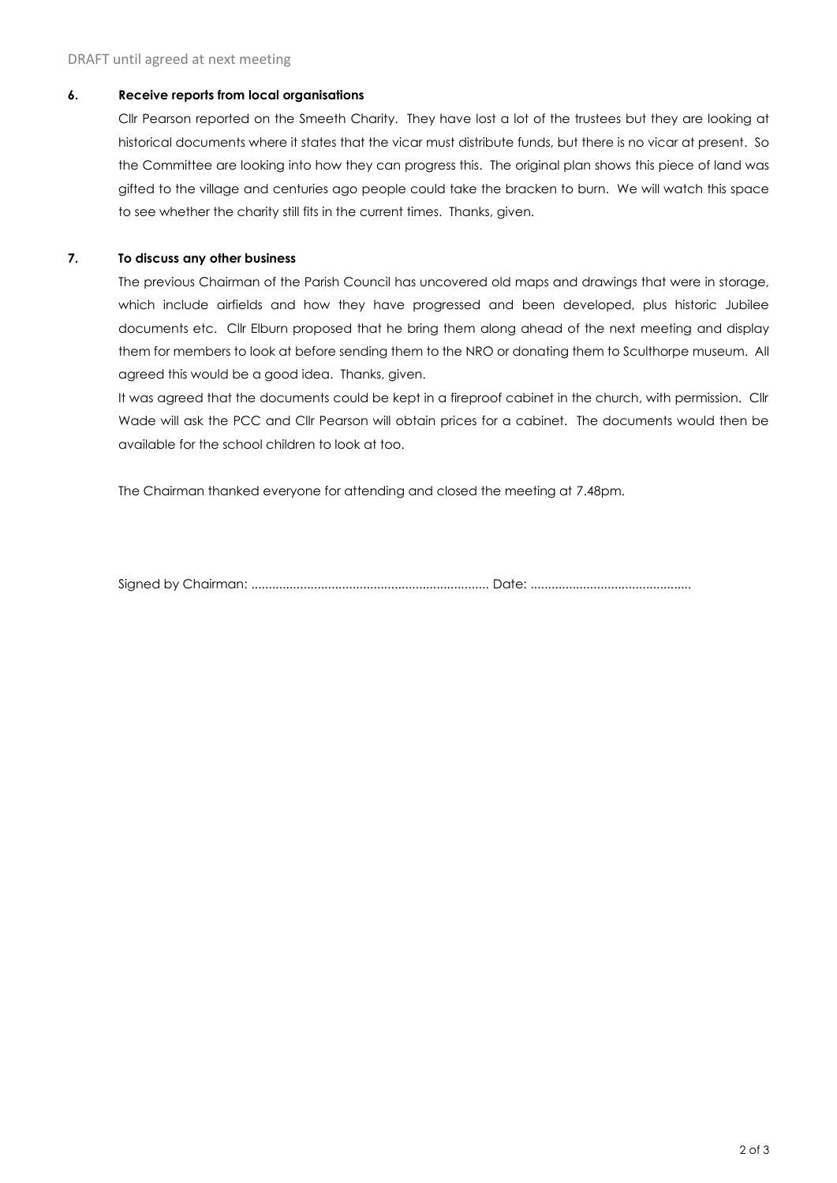DRAFT until agreed at next meeting

**6. Receive reports from local organisations**

Cllr Pearson reported on the Smeeth Charity. They have lost a lot of the trustees but they are looking at historical documents where it states that the vicar must distribute funds, but there is no vicar at present. So the Committee are looking into how they can progress this. The original plan shows this piece of land was gifted to the village and centuries ago people could take the bracken to burn. We will watch this space to see whether the charity still fits in the current times. Thanks, given.

**7. To discuss any other business**

The previous Chairman of the Parish Council has uncovered old maps and drawings that were in storage, which include airfields and how they have progressed and been developed, plus historic Jubilee documents etc. Cllr Elburn proposed that he bring them along ahead of the next meeting and display them for members to look at before sending them to the NRO or donating them to Sculthorpe museum. All agreed this would be a good idea. Thanks, given.

It was agreed that the documents could be kept in a fireproof cabinet in the church, with permission. Cllr Wade will ask the PCC and Cllr Pearson will obtain prices for a cabinet. The documents would then be available for the school children to look at too.

The Chairman thanked everyone for attending and closed the meeting at 7.48pm.

Signed by Chairman: .................................................................... Date: ..............................................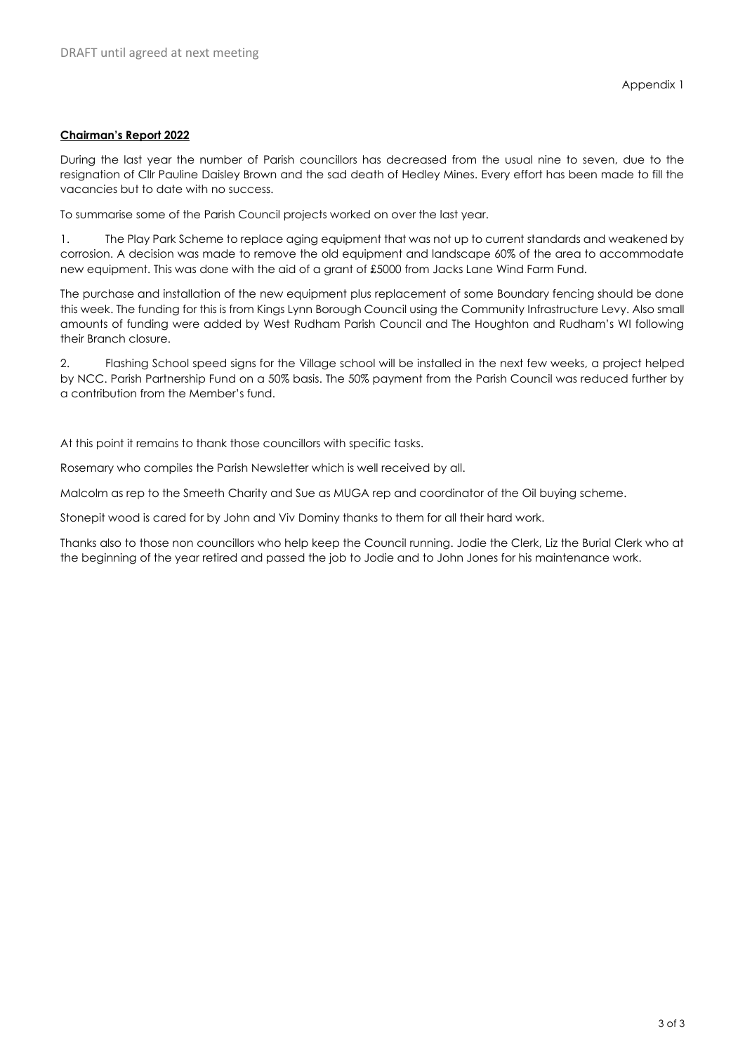DRAFT until agreed at next meeting

Appendix 1

**Chairman's Report 2022**

During the last year the number of Parish councillors has decreased from the usual nine to seven, due to the resignation of Cllr Pauline Daisley Brown and the sad death of Hedley Mines. Every effort has been made to fill the vacancies but to date with no success.

To summarise some of the Parish Council projects worked on over the last year.

1. The Play Park Scheme to replace aging equipment that was not up to current standards and weakened by corrosion. A decision was made to remove the old equipment and landscape 60% of the area to accommodate new equipment. This was done with the aid of a grant of £5000 from Jacks Lane Wind Farm Fund.

The purchase and installation of the new equipment plus replacement of some Boundary fencing should be done this week. The funding for this is from Kings Lynn Borough Council using the Community Infrastructure Levy. Also small amounts of funding were added by West Rudham Parish Council and The Houghton and Rudham's WI following their Branch closure.

2. Flashing School speed signs for the Village school will be installed in the next few weeks, a project helped by NCC. Parish Partnership Fund on a 50% basis. The 50% payment from the Parish Council was reduced further by a contribution from the Member's fund.

At this point it remains to thank those councillors with specific tasks.

Rosemary who compiles the Parish Newsletter which is well received by all.

Malcolm as rep to the Smeeth Charity and Sue as MUGA rep and coordinator of the Oil buying scheme.

Stonepit wood is cared for by John and Viv Dominy thanks to them for all their hard work.

Thanks also to those non councillors who help keep the Council running. Jodie the Clerk, Liz the Burial Clerk who at the beginning of the year retired and passed the job to Jodie and to John Jones for his maintenance work.